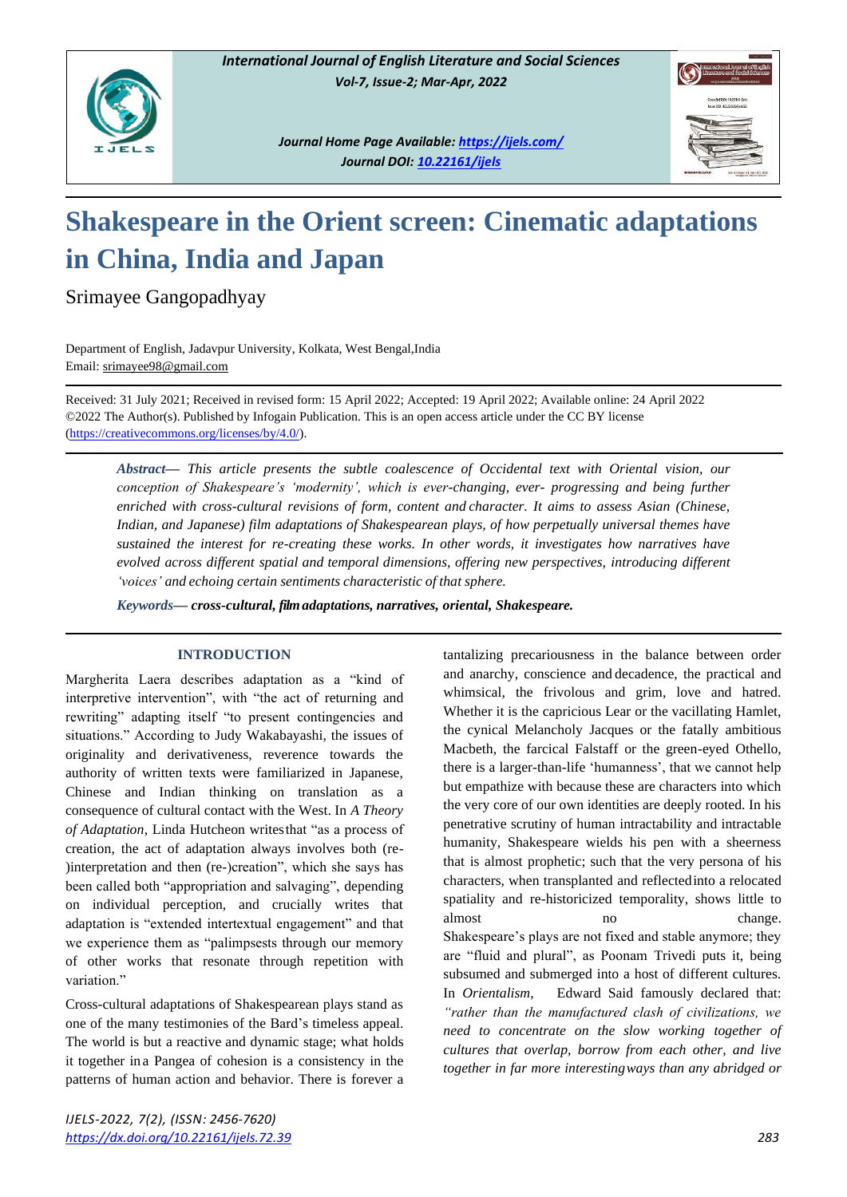# Shakespeare in the Orient screen: Cinematic adaptations in China, India and Japan

Srimayee Gangopadhyay

Department of English, Jadavpur University, Kolkata, West Bengal,India
Email: srimayee98@gmail.com

Received: 31 July 2021; Received in revised form: 15 April 2022; Accepted: 19 April 2022; Available online: 24 April 2022
©2022 The Author(s). Published by Infogain Publication. This is an open access article under the CC BY license (https://creativecommons.org/licenses/by/4.0/).

***Abstract*— *This article presents the subtle coalescence of Occidental text with Oriental vision, our conception of Shakespeare's 'modernity', which is ever-changing, ever- progressing and being further enriched with cross-cultural revisions of form, content and character. It aims to assess Asian (Chinese, Indian, and Japanese) film adaptations of Shakespearean plays, of how perpetually universal themes have sustained the interest for re-creating these works. In other words, it investigates how narratives have evolved across different spatial and temporal dimensions, offering new perspectives, introducing different 'voices' and echoing certain sentiments characteristic of that sphere.***

***Keywords*— cross-cultural, film adaptations, narratives, oriental, Shakespeare.**

## INTRODUCTION

Margherita Laera describes adaptation as a "kind of interpretive intervention", with "the act of returning and rewriting" adapting itself "to present contingencies and situations." According to Judy Wakabayashi, the issues of originality and derivativeness, reverence towards the authority of written texts were familiarized in Japanese, Chinese and Indian thinking on translation as a consequence of cultural contact with the West. In *A Theory of Adaptation*, Linda Hutcheon writes that "as a process of creation, the act of adaptation always involves both (re-)interpretation and then (re-)creation", which she says has been called both "appropriation and salvaging", depending on individual perception, and crucially writes that adaptation is "extended intertextual engagement" and that we experience them as "palimpsests through our memory of other works that resonate through repetition with variation."

Cross-cultural adaptations of Shakespearean plays stand as one of the many testimonies of the Bard's timeless appeal. The world is but a reactive and dynamic stage; what holds it together in a Pangea of cohesion is a consistency in the patterns of human action and behavior. There is forever a tantalizing precariousness in the balance between order and anarchy, conscience and decadence, the practical and whimsical, the frivolous and grim, love and hatred. Whether it is the capricious Lear or the vacillating Hamlet, the cynical Melancholy Jacques or the fatally ambitious Macbeth, the farcical Falstaff or the green-eyed Othello, there is a larger-than-life 'humanness', that we cannot help but empathize with because these are characters into which the very core of our own identities are deeply rooted. In his penetrative scrutiny of human intractability and intractable humanity, Shakespeare wields his pen with a sheerness that is almost prophetic; such that the very persona of his characters, when transplanted and reflected into a relocated spatiality and re-historicized temporality, shows little to almost no change. Shakespeare's plays are not fixed and stable anymore; they are "fluid and plural", as Poonam Trivedi puts it, being subsumed and submerged into a host of different cultures. In *Orientalism*, Edward Said famously declared that: *"rather than the manufactured clash of civilizations, we need to concentrate on the slow working together of cultures that overlap, borrow from each other, and live together in far more interesting ways than any abridged or*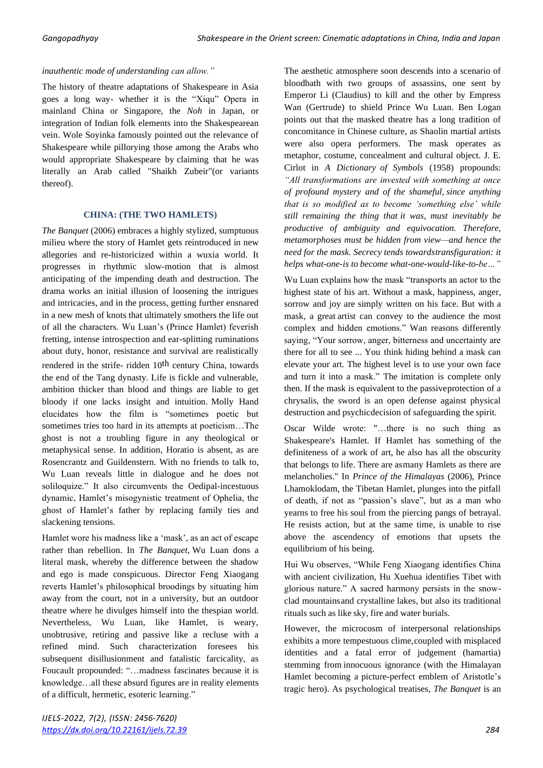*inauthentic mode of understanding can allow."*

The history of theatre adaptations of Shakespeare in Asia goes a long way- whether it is the "Xiqu" Opera in mainland China or Singapore, the *Noh* in Japan, or integration of Indian folk elements into the Shakespearean vein. Wole Soyinka famously pointed out the relevance of Shakespeare while pillorying those among the Arabs who would appropriate Shakespeare by claiming that he was literally an Arab called "Shaikh Zubeir"(or variants thereof).

## CHINA: (THE TWO HAMLETS)

*The Banquet* (2006) embraces a highly stylized, sumptuous milieu where the story of Hamlet gets reintroduced in new allegories and re-historicized within a wuxia world. It progresses in rhythmic slow-motion that is almost anticipating of the impending death and destruction. The drama works an initial illusion of loosening the intrigues and intricacies, and in the process, getting further ensnared in a new mesh of knots that ultimately smothers the life out of all the characters. Wu Luan's (Prince Hamlet) feverish fretting, intense introspection and ear-splitting ruminations about duty, honor, resistance and survival are realistically rendered in the strife- ridden 10th century China, towards the end of the Tang dynasty. Life is fickle and vulnerable, ambition thicker than blood and things are liable to get bloody if one lacks insight and intuition. Molly Hand elucidates how the film is "sometimes poetic but sometimes tries too hard in its attempts at poeticism…The ghost is not a troubling figure in any theological or metaphysical sense. In addition, Horatio is absent, as are Rosencrantz and Guildenstern. With no friends to talk to, Wu Luan reveals little in dialogue and he does not soliloquize." It also circumvents the Oedipal-incestuous dynamic, Hamlet's misogynistic treatment of Ophelia, the ghost of Hamlet's father by replacing family ties and slackening tensions.

Hamlet wore his madness like a 'mask', as an act of escape rather than rebellion. In *The Banquet*, Wu Luan dons a literal mask, whereby the difference between the shadow and ego is made conspicuous. Director Feng Xiaogang reverts Hamlet's philosophical broodings by situating him away from the court, not in a university, but an outdoor theatre where he divulges himself into the thespian world. Nevertheless, Wu Luan, like Hamlet, is weary, unobtrusive, retiring and passive like a recluse with a refined mind. Such characterization foresees his subsequent disillusionment and fatalistic farcicality, as Foucault propounded: "…madness fascinates because it is knowledge…all these absurd figures are in reality elements of a difficult, hermetic, esoteric learning."

The aesthetic atmosphere soon descends into a scenario of bloodbath with two groups of assassins, one sent by Emperor Li (Claudius) to kill and the other by Empress Wan (Gertrude) to shield Prince Wu Luan. Ben Logan points out that the masked theatre has a long tradition of concomitance in Chinese culture, as Shaolin martial artists were also opera performers. The mask operates as metaphor, costume, concealment and cultural object. J. E. Cirlot in *A Dictionary of Symbols* (1958) propounds: *"All transformations are invested with something at once of profound mystery and of the shameful, since anything that is so modified as to become 'something else' while still remaining the thing that it was, must inevitably be productive of ambiguity and equivocation. Therefore, metamorphoses must be hidden from view—and hence the need for the mask. Secrecy tends towardstransfiguration: it helps what-one-is to become what-one-would-like-to-be…"*

Wu Luan explains how the mask "transports an actor to the highest state of his art. Without a mask, happiness, anger, sorrow and joy are simply written on his face. But with a mask, a great artist can convey to the audience the most complex and hidden emotions." Wan reasons differently saying, "Your sorrow, anger, bitterness and uncertainty are there for all to see ... You think hiding behind a mask can elevate your art. The highest level is to use your own face and turn it into a mask." The imitation is complete only then. If the mask is equivalent to the passiveprotection of a chrysalis, the sword is an open defense against physical destruction and psychicdecision of safeguarding the spirit.

Oscar Wilde wrote: "…there is no such thing as Shakespeare's Hamlet. If Hamlet has something of the definiteness of a work of art, he also has all the obscurity that belongs to life. There are asmany Hamlets as there are melancholies." In *Prince of the Himalayas* (2006), Prince Lhamoklodam, the Tibetan Hamlet, plunges into the pitfall of death, if not as "passion's slave", but as a man who yearns to free his soul from the piercing pangs of betrayal. He resists action, but at the same time, is unable to rise above the ascendency of emotions that upsets the equilibrium of his being.

Hui Wu observes, "While Feng Xiaogang identifies China with ancient civilization, Hu Xuehua identifies Tibet with glorious nature." A sacred harmony persists in the snow-clad mountainsand crystalline lakes, but also its traditional rituals such as like sky, fire and water burials.

However, the microcosm of interpersonal relationships exhibits a more tempestuous clime,coupled with misplaced identities and a fatal error of judgement (hamartia) stemming from innocuous ignorance (with the Himalayan Hamlet becoming a picture-perfect emblem of Aristotle's tragic hero). As psychological treatises, *The Banquet* is an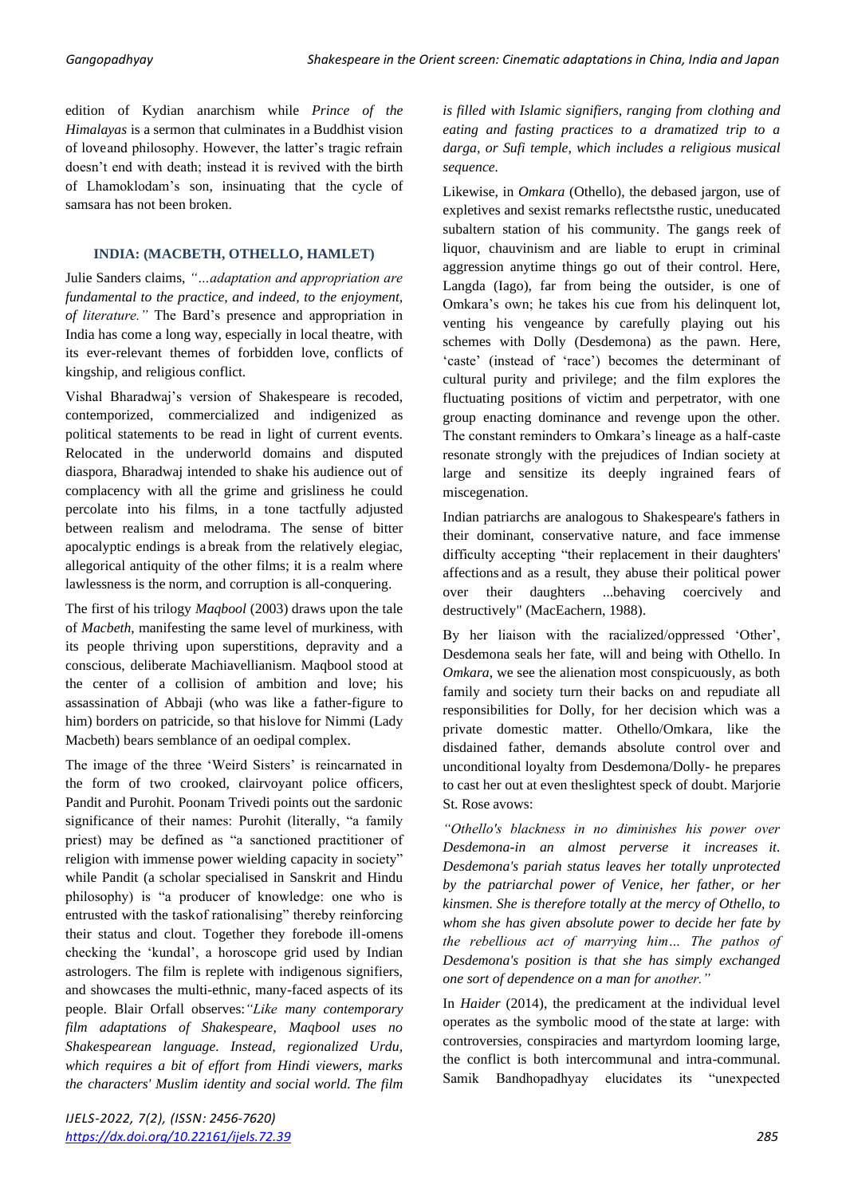edition of Kydian anarchism while *Prince of the Himalayas* is a sermon that culminates in a Buddhist vision of loveand philosophy. However, the latter's tragic refrain doesn't end with death; instead it is revived with the birth of Lhamoklodam's son, insinuating that the cycle of samsara has not been broken.

## INDIA: (MACBETH, OTHELLO, HAMLET)

Julie Sanders claims, *"…adaptation and appropriation are fundamental to the practice, and indeed, to the enjoyment, of literature."* The Bard's presence and appropriation in India has come a long way, especially in local theatre, with its ever-relevant themes of forbidden love, conflicts of kingship, and religious conflict.

Vishal Bharadwaj's version of Shakespeare is recoded, contemporized, commercialized and indigenized as political statements to be read in light of current events. Relocated in the underworld domains and disputed diaspora, Bharadwaj intended to shake his audience out of complacency with all the grime and grisliness he could percolate into his films, in a tone tactfully adjusted between realism and melodrama. The sense of bitter apocalyptic endings is a break from the relatively elegiac, allegorical antiquity of the other films; it is a realm where lawlessness is the norm, and corruption is all-conquering.

The first of his trilogy *Maqbool* (2003) draws upon the tale of *Macbeth*, manifesting the same level of murkiness, with its people thriving upon superstitions, depravity and a conscious, deliberate Machiavellianism. Maqbool stood at the center of a collision of ambition and love; his assassination of Abbaji (who was like a father-figure to him) borders on patricide, so that hislove for Nimmi (Lady Macbeth) bears semblance of an oedipal complex.

The image of the three 'Weird Sisters' is reincarnated in the form of two crooked, clairvoyant police officers, Pandit and Purohit. Poonam Trivedi points out the sardonic significance of their names: Purohit (literally, "a family priest) may be defined as "a sanctioned practitioner of religion with immense power wielding capacity in society" while Pandit (a scholar specialised in Sanskrit and Hindu philosophy) is "a producer of knowledge: one who is entrusted with the taskof rationalising" thereby reinforcing their status and clout. Together they forebode ill-omens checking the 'kundal', a horoscope grid used by Indian astrologers. The film is replete with indigenous signifiers, and showcases the multi-ethnic, many-faced aspects of its people. Blair Orfall observes:*"Like many contemporary film adaptations of Shakespeare, Maqbool uses no Shakespearean language. Instead, regionalized Urdu, which requires a bit of effort from Hindi viewers, marks the characters' Muslim identity and social world. The film is filled with Islamic signifiers, ranging from clothing and eating and fasting practices to a dramatized trip to a darga, or Sufi temple, which includes a religious musical sequence.*

Likewise, in *Omkara* (Othello), the debased jargon, use of expletives and sexist remarks reflectsthe rustic, uneducated subaltern station of his community. The gangs reek of liquor, chauvinism and are liable to erupt in criminal aggression anytime things go out of their control. Here, Langda (Iago), far from being the outsider, is one of Omkara's own; he takes his cue from his delinquent lot, venting his vengeance by carefully playing out his schemes with Dolly (Desdemona) as the pawn. Here, 'caste' (instead of 'race') becomes the determinant of cultural purity and privilege; and the film explores the fluctuating positions of victim and perpetrator, with one group enacting dominance and revenge upon the other. The constant reminders to Omkara's lineage as a half-caste resonate strongly with the prejudices of Indian society at large and sensitize its deeply ingrained fears of miscegenation.

Indian patriarchs are analogous to Shakespeare's fathers in their dominant, conservative nature, and face immense difficulty accepting "their replacement in their daughters' affections and as a result, they abuse their political power over their daughters ...behaving coercively and destructively" (MacEachern, 1988).

By her liaison with the racialized/oppressed 'Other', Desdemona seals her fate, will and being with Othello. In *Omkara*, we see the alienation most conspicuously, as both family and society turn their backs on and repudiate all responsibilities for Dolly, for her decision which was a private domestic matter. Othello/Omkara, like the disdained father, demands absolute control over and unconditional loyalty from Desdemona/Dolly- he prepares to cast her out at even theslightest speck of doubt. Marjorie St. Rose avows:

*"Othello's blackness in no diminishes his power over Desdemona-in an almost perverse it increases it. Desdemona's pariah status leaves her totally unprotected by the patriarchal power of Venice, her father, or her kinsmen. She is therefore totally at the mercy of Othello, to whom she has given absolute power to decide her fate by the rebellious act of marrying him… The pathos of Desdemona's position is that she has simply exchanged one sort of dependence on a man for another."*

In *Haider* (2014), the predicament at the individual level operates as the symbolic mood of the state at large: with controversies, conspiracies and martyrdom looming large, the conflict is both intercommunal and intra-communal. Samik Bandhopadhyay elucidates its "unexpected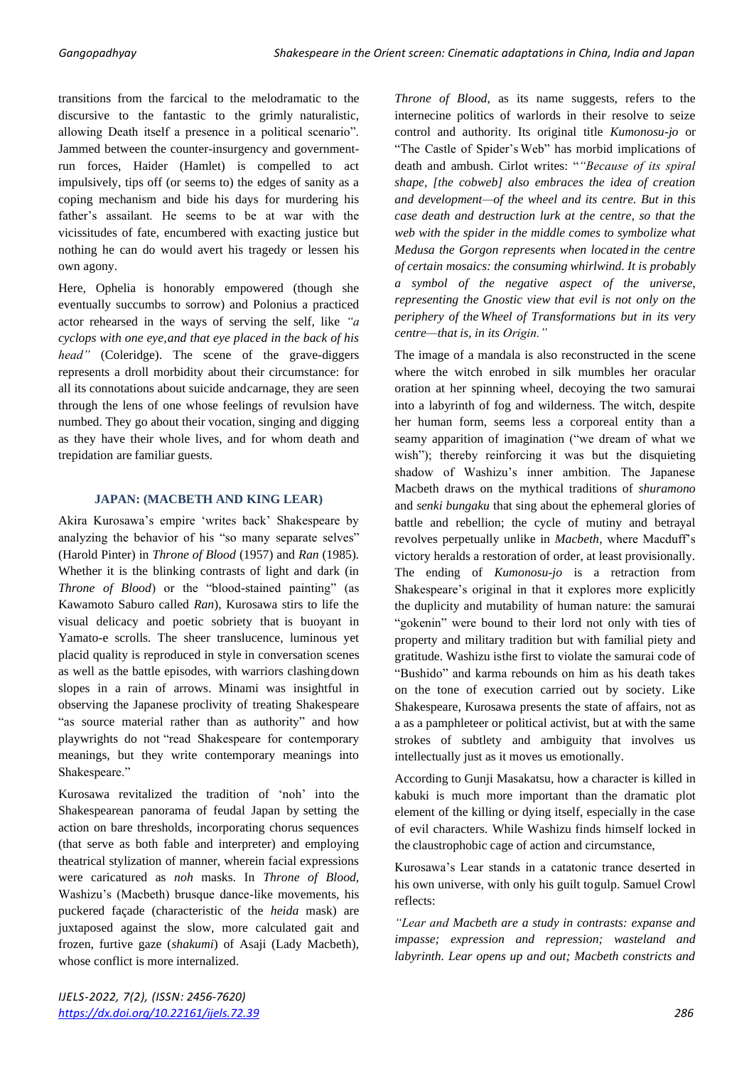transitions from the farcical to the melodramatic to the discursive to the fantastic to the grimly naturalistic, allowing Death itself a presence in a political scenario". Jammed between the counter-insurgency and government-run forces, Haider (Hamlet) is compelled to act impulsively, tips off (or seems to) the edges of sanity as a coping mechanism and bide his days for murdering his father's assailant. He seems to be at war with the vicissitudes of fate, encumbered with exacting justice but nothing he can do would avert his tragedy or lessen his own agony.

Here, Ophelia is honorably empowered (though she eventually succumbs to sorrow) and Polonius a practiced actor rehearsed in the ways of serving the self, like *"a cyclops with one eye,and that eye placed in the back of his head"* (Coleridge). The scene of the grave-diggers represents a droll morbidity about their circumstance: for all its connotations about suicide andcarnage, they are seen through the lens of one whose feelings of revulsion have numbed. They go about their vocation, singing and digging as they have their whole lives, and for whom death and trepidation are familiar guests.

## JAPAN: (MACBETH AND KING LEAR)

Akira Kurosawa's empire 'writes back' Shakespeare by analyzing the behavior of his "so many separate selves" (Harold Pinter) in *Throne of Blood* (1957) and *Ran* (1985). Whether it is the blinking contrasts of light and dark (in *Throne of Blood*) or the "blood-stained painting" (as Kawamoto Saburo called *Ran*), Kurosawa stirs to life the visual delicacy and poetic sobriety that is buoyant in Yamato-e scrolls. The sheer translucence, luminous yet placid quality is reproduced in style in conversation scenes as well as the battle episodes, with warriors clashingdown slopes in a rain of arrows. Minami was insightful in observing the Japanese proclivity of treating Shakespeare "as source material rather than as authority" and how playwrights do not "read Shakespeare for contemporary meanings, but they write contemporary meanings into Shakespeare."

Kurosawa revitalized the tradition of 'noh' into the Shakespearean panorama of feudal Japan by setting the action on bare thresholds, incorporating chorus sequences (that serve as both fable and interpreter) and employing theatrical stylization of manner, wherein facial expressions were caricatured as *noh* masks. In *Throne of Blood,* Washizu's (Macbeth) brusque dance-like movements, his puckered façade (characteristic of the *heida* mask) are juxtaposed against the slow, more calculated gait and frozen, furtive gaze (*shakumi*) of Asaji (Lady Macbeth), whose conflict is more internalized.

*Throne of Blood,* as its name suggests, refers to the internecine politics of warlords in their resolve to seize control and authority. Its original title *Kumonosu-jo* or "The Castle of Spider's Web" has morbid implications of death and ambush. Cirlot writes: "*"Because of its spiral shape, [the cobweb] also embraces the idea of creation and development—of the wheel and its centre. But in this case death and destruction lurk at the centre, so that the web with the spider in the middle comes to symbolize what Medusa the Gorgon represents when located in the centre of certain mosaics: the consuming whirlwind. It is probably a symbol of the negative aspect of the universe, representing the Gnostic view that evil is not only on the periphery of the Wheel of Transformations but in its very centre—that is, in its Origin."*

The image of a mandala is also reconstructed in the scene where the witch enrobed in silk mumbles her oracular oration at her spinning wheel, decoying the two samurai into a labyrinth of fog and wilderness. The witch, despite her human form, seems less a corporeal entity than a seamy apparition of imagination ("we dream of what we wish"); thereby reinforcing it was but the disquieting shadow of Washizu's inner ambition. The Japanese Macbeth draws on the mythical traditions of *shuramono* and *senki bungaku* that sing about the ephemeral glories of battle and rebellion; the cycle of mutiny and betrayal revolves perpetually unlike in *Macbeth*, where Macduff's victory heralds a restoration of order, at least provisionally. The ending of *Kumonosu-jo* is a retraction from Shakespeare's original in that it explores more explicitly the duplicity and mutability of human nature: the samurai "gokenin" were bound to their lord not only with ties of property and military tradition but with familial piety and gratitude. Washizu isthe first to violate the samurai code of "Bushido" and karma rebounds on him as his death takes on the tone of execution carried out by society. Like Shakespeare, Kurosawa presents the state of affairs, not as a as a pamphleteer or political activist, but at with the same strokes of subtlety and ambiguity that involves us intellectually just as it moves us emotionally.

According to Gunji Masakatsu, how a character is killed in kabuki is much more important than the dramatic plot element of the killing or dying itself, especially in the case of evil characters. While Washizu finds himself locked in the claustrophobic cage of action and circumstance,

Kurosawa's Lear stands in a catatonic trance deserted in his own universe, with only his guilt togulp. Samuel Crowl reflects:

*"Lear and Macbeth are a study in contrasts: expanse and impasse; expression and repression; wasteland and labyrinth. Lear opens up and out; Macbeth constricts and*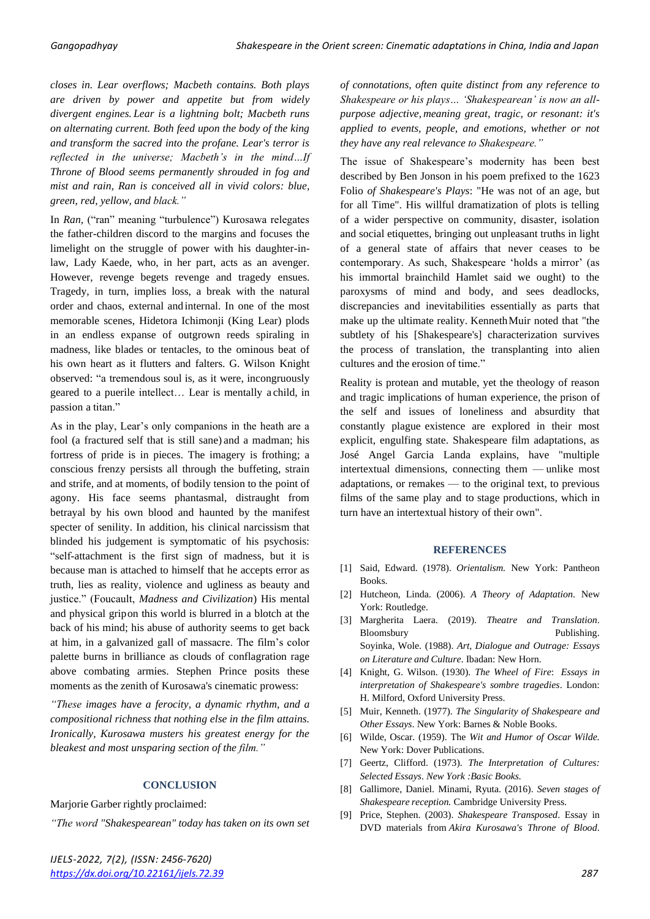*closes in. Lear overflows; Macbeth contains. Both plays are driven by power and appetite but from widely divergent engines. Lear is a lightning bolt; Macbeth runs on alternating current. Both feed upon the body of the king and transform the sacred into the profane. Lear's terror is reflected in the universe; Macbeth's in the mind…If Throne of Blood seems permanently shrouded in fog and mist and rain, Ran is conceived all in vivid colors: blue, green, red, yellow, and black."*

In *Ran*, ("ran" meaning "turbulence") Kurosawa relegates the father-children discord to the margins and focuses the limelight on the struggle of power with his daughter-in-law, Lady Kaede, who, in her part, acts as an avenger. However, revenge begets revenge and tragedy ensues. Tragedy, in turn, implies loss, a break with the natural order and chaos, external and internal. In one of the most memorable scenes, Hidetora Ichimonji (King Lear) plods in an endless expanse of outgrown reeds spiraling in madness, like blades or tentacles, to the ominous beat of his own heart as it flutters and falters. G. Wilson Knight observed: "a tremendous soul is, as it were, incongruously geared to a puerile intellect… Lear is mentally a child, in passion a titan."

As in the play, Lear's only companions in the heath are a fool (a fractured self that is still sane) and a madman; his fortress of pride is in pieces. The imagery is frothing; a conscious frenzy persists all through the buffeting, strain and strife, and at moments, of bodily tension to the point of agony. His face seems phantasmal, distraught from betrayal by his own blood and haunted by the manifest specter of senility. In addition, his clinical narcissism that blinded his judgement is symptomatic of his psychosis: "self-attachment is the first sign of madness, but it is because man is attached to himself that he accepts error as truth, lies as reality, violence and ugliness as beauty and justice." (Foucault, *Madness and Civilization*) His mental and physical grip on this world is blurred in a blotch at the back of his mind; his abuse of authority seems to get back at him, in a galvanized gall of massacre. The film's color palette burns in brilliance as clouds of conflagration rage above combating armies. Stephen Prince posits these moments as the zenith of Kurosawa's cinematic prowess:

*"These images have a ferocity, a dynamic rhythm, and a compositional richness that nothing else in the film attains. Ironically, Kurosawa musters his greatest energy for the bleakest and most unsparing section of the film."*

## CONCLUSION

Marjorie Garber rightly proclaimed:

*"The word "Shakespearean" today has taken on its own set of connotations, often quite distinct from any reference to Shakespeare or his plays… 'Shakespearean' is now an all-purpose adjective, meaning great, tragic, or resonant: it's applied to events, people, and emotions, whether or not they have any real relevance to Shakespeare."*

The issue of Shakespeare's modernity has been best described by Ben Jonson in his poem prefixed to the 1623 Folio *of Shakespeare's Plays*: "He was not of an age, but for all Time". His willful dramatization of plots is telling of a wider perspective on community, disaster, isolation and social etiquettes, bringing out unpleasant truths in light of a general state of affairs that never ceases to be contemporary. As such, Shakespeare 'holds a mirror' (as his immortal brainchild Hamlet said we ought) to the paroxysms of mind and body, and sees deadlocks, discrepancies and inevitabilities essentially as parts that make up the ultimate reality. Kenneth Muir noted that "the subtlety of his [Shakespeare's] characterization survives the process of translation, the transplanting into alien cultures and the erosion of time."

Reality is protean and mutable, yet the theology of reason and tragic implications of human experience, the prison of the self and issues of loneliness and absurdity that constantly plague existence are explored in their most explicit, engulfing state. Shakespeare film adaptations, as José Angel Garcia Landa explains, have "multiple intertextual dimensions, connecting them — unlike most adaptations, or remakes — to the original text, to previous films of the same play and to stage productions, which in turn have an intertextual history of their own".

## REFERENCES

[1] Said, Edward. (1978). *Orientalism.* New York: Pantheon Books.

[2] Hutcheon, Linda. (2006). *A Theory of Adaptation*. New York: Routledge.

[3] Margherita Laera. (2019). *Theatre and Translation*. Bloomsbury Publishing. Soyinka, Wole. (1988). *Art, Dialogue and Outrage: Essays on Literature and Culture*. Ibadan: New Horn.

[4] Knight, G. Wilson. (1930). *The Wheel of Fire*: *Essays in interpretation of Shakespeare's sombre tragedies*. London: H. Milford, Oxford University Press.

[5] Muir, Kenneth. (1977). *The Singularity of Shakespeare and Other Essays*. New York: Barnes & Noble Books.

[6] Wilde, Oscar. (1959). The *Wit and Humor of Oscar Wilde.* New York: Dover Publications.

[7] Geertz, Clifford. (1973). *The Interpretation of Cultures: Selected Essays*. *New York :Basic Books.*

[8] Gallimore, Daniel. Minami, Ryuta. (2016). *Seven stages of Shakespeare reception.* Cambridge University Press.

[9] Price, Stephen. (2003). *Shakespeare Transposed*. Essay in DVD materials from *Akira Kurosawa's Throne of Blood*.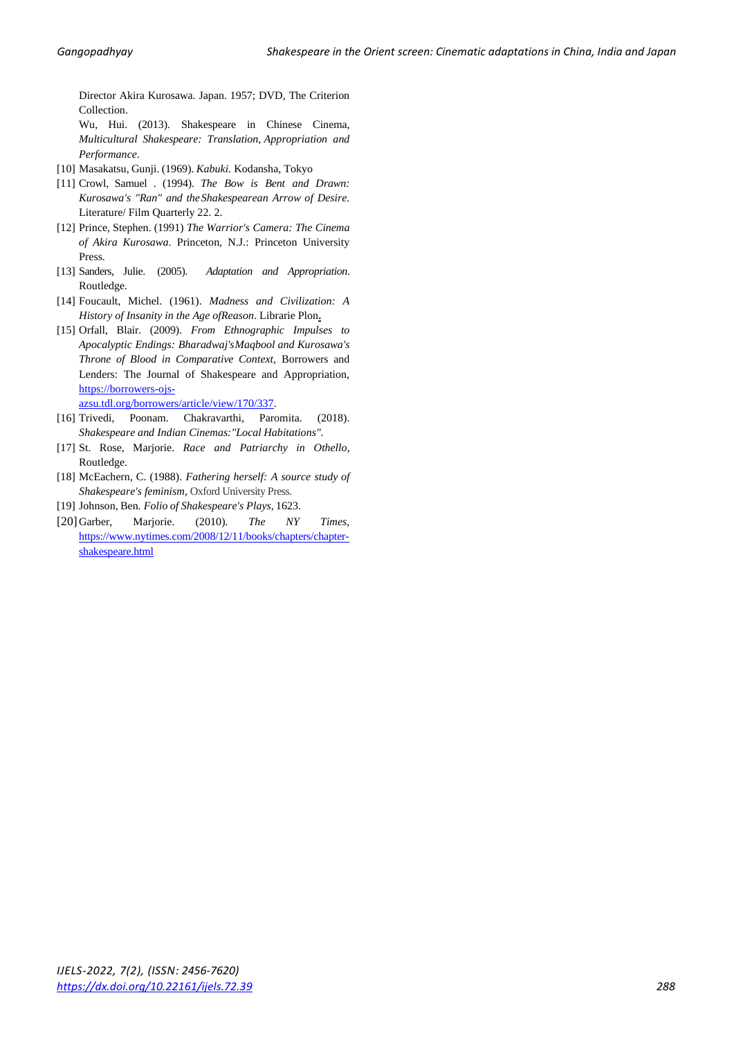Director Akira Kurosawa. Japan. 1957; DVD, The Criterion Collection.

Wu, Hui. (2013). Shakespeare in Chinese Cinema, *Multicultural Shakespeare: Translation, Appropriation and Performance*.

[10] Masakatsu, Gunji. (1969). *Kabuki*. Kodansha, Tokyo

[11] Crowl, Samuel . (1994). *The Bow is Bent and Drawn: Kurosawa's "Ran" and the Shakespearean Arrow of Desire*. Literature/ Film Quarterly 22. 2.

[12] Prince, Stephen. (1991) *The Warrior's Camera: The Cinema of Akira Kurosawa*. Princeton, N.J.: Princeton University Press.

[13] Sanders, Julie. (2005). *Adaptation and Appropriation*. Routledge.

[14] Foucault, Michel. (1961). *Madness and Civilization: A History of Insanity in the Age ofReason*. Librarie Plon.

[15] Orfall, Blair. (2009). *From Ethnographic Impulses to Apocalyptic Endings: Bharadwaj'sMaqbool and Kurosawa's Throne of Blood in Comparative Context*, Borrowers and Lenders: The Journal of Shakespeare and Appropriation, https://borrowers-ojs-azsu.tdl.org/borrowers/article/view/170/337.

[16] Trivedi, Poonam. Chakravarthi, Paromita. (2018). *Shakespeare and Indian Cinemas:"Local Habitations"*.

[17] St. Rose, Marjorie. *Race and Patriarchy in Othello*, Routledge.

[18] McEachern, C. (1988). *Fathering herself: A source study of Shakespeare's feminism*, Oxford University Press.

[19] Johnson, Ben. *Folio of Shakespeare's Plays*, 1623.

[20] Garber, Marjorie. (2010). *The NY Times*, https://www.nytimes.com/2008/12/11/books/chapters/chapter-shakespeare.html